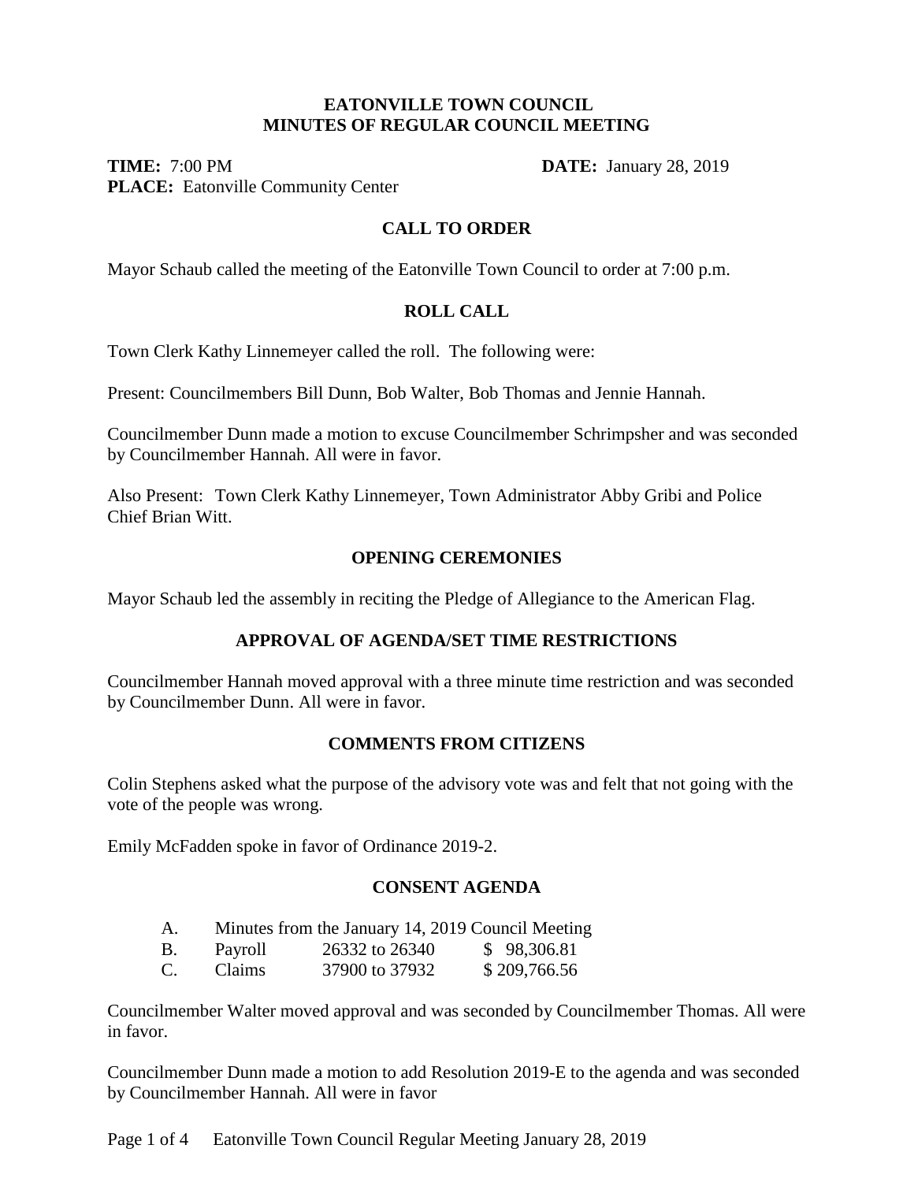# EATONVILLE TOWN COUNCIL
# MINUTES OF REGULAR COUNCIL MEETING

**TIME:** 7:00 PM **DATE:** January 28, 2019
**PLACE:** Eatonville Community Center

## CALL TO ORDER

Mayor Schaub called the meeting of the Eatonville Town Council to order at 7:00 p.m.

## ROLL CALL

Town Clerk Kathy Linnemeyer called the roll. The following were:

Present: Councilmembers Bill Dunn, Bob Walter, Bob Thomas and Jennie Hannah.

Councilmember Dunn made a motion to excuse Councilmember Schrimpsher and was seconded by Councilmember Hannah. All were in favor.

Also Present: Town Clerk Kathy Linnemeyer, Town Administrator Abby Gribi and Police Chief Brian Witt.

## OPENING CEREMONIES

Mayor Schaub led the assembly in reciting the Pledge of Allegiance to the American Flag.

## APPROVAL OF AGENDA/SET TIME RESTRICTIONS

Councilmember Hannah moved approval with a three minute time restriction and was seconded by Councilmember Dunn. All were in favor.

## COMMENTS FROM CITIZENS

Colin Stephens asked what the purpose of the advisory vote was and felt that not going with the vote of the people was wrong.

Emily McFadden spoke in favor of Ordinance 2019-2.

## CONSENT AGENDA

A. Minutes from the January 14, 2019 Council Meeting

| | | | |
|---|---|---|---|
| B. | Payroll | 26332 to 26340 | $ 98,306.81 |
| C. | Claims | 37900 to 37932 | $ 209,766.56 |

Councilmember Walter moved approval and was seconded by Councilmember Thomas. All were in favor.

Councilmember Dunn made a motion to add Resolution 2019-E to the agenda and was seconded by Councilmember Hannah. All were in favor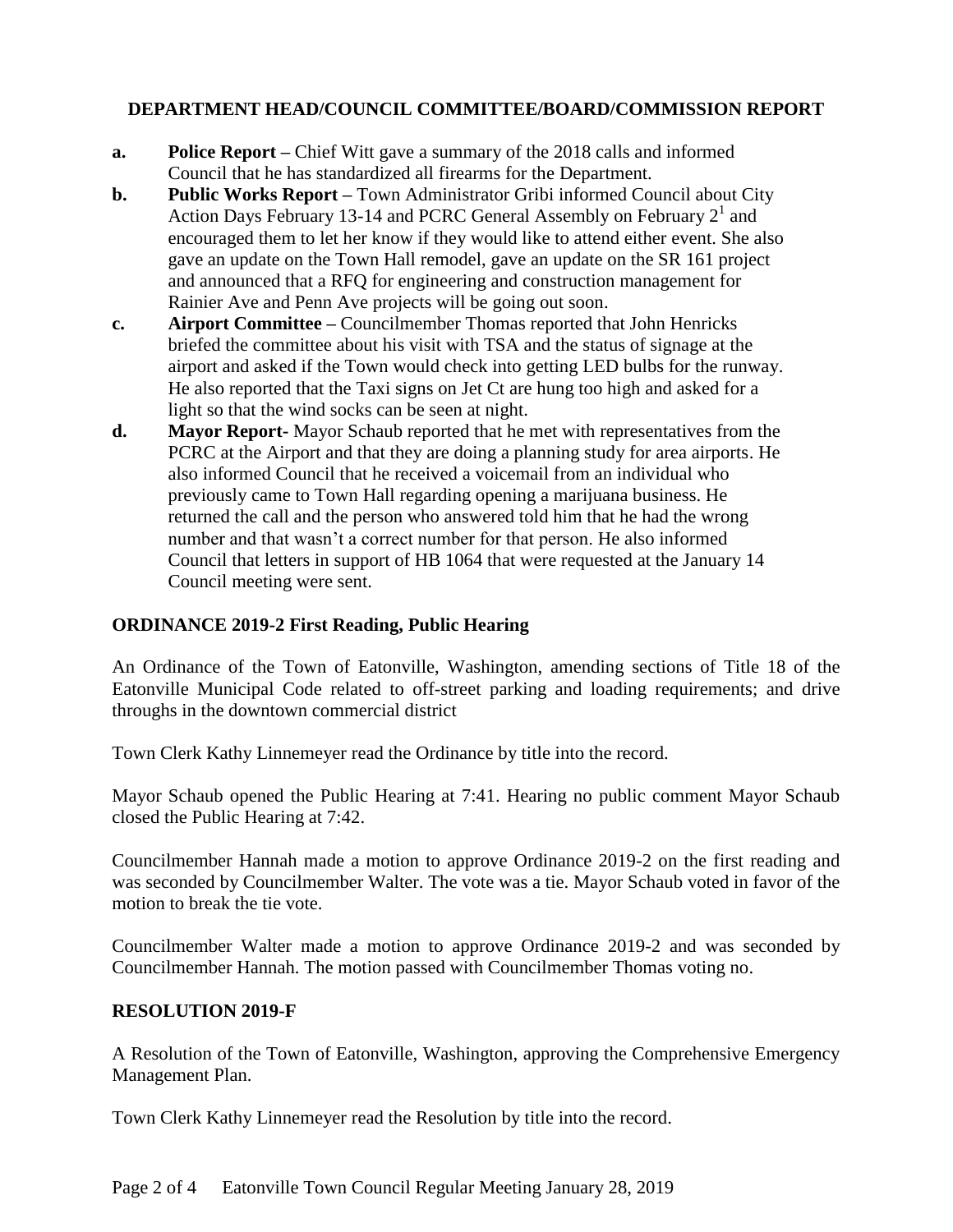**DEPARTMENT HEAD/COUNCIL COMMITTEE/BOARD/COMMISSION REPORT**

- **a. Police Report –** Chief Witt gave a summary of the 2018 calls and informed Council that he has standardized all firearms for the Department.
- **b. Public Works Report –** Town Administrator Gribi informed Council about City Action Days February 13-14 and PCRC General Assembly on February 2[1] and encouraged them to let her know if they would like to attend either event. She also gave an update on the Town Hall remodel, gave an update on the SR 161 project and announced that a RFQ for engineering and construction management for Rainier Ave and Penn Ave projects will be going out soon.
- **c. Airport Committee –** Councilmember Thomas reported that John Henricks briefed the committee about his visit with TSA and the status of signage at the airport and asked if the Town would check into getting LED bulbs for the runway. He also reported that the Taxi signs on Jet Ct are hung too high and asked for a light so that the wind socks can be seen at night.
- **d. Mayor Report-** Mayor Schaub reported that he met with representatives from the PCRC at the Airport and that they are doing a planning study for area airports. He also informed Council that he received a voicemail from an individual who previously came to Town Hall regarding opening a marijuana business. He returned the call and the person who answered told him that he had the wrong number and that wasn't a correct number for that person. He also informed Council that letters in support of HB 1064 that were requested at the January 14 Council meeting were sent.

**ORDINANCE 2019-2 First Reading, Public Hearing**

An Ordinance of the Town of Eatonville, Washington, amending sections of Title 18 of the Eatonville Municipal Code related to off-street parking and loading requirements; and drive throughs in the downtown commercial district

Town Clerk Kathy Linnemeyer read the Ordinance by title into the record.

Mayor Schaub opened the Public Hearing at 7:41. Hearing no public comment Mayor Schaub closed the Public Hearing at 7:42.

Councilmember Hannah made a motion to approve Ordinance 2019-2 on the first reading and was seconded by Councilmember Walter. The vote was a tie. Mayor Schaub voted in favor of the motion to break the tie vote.

Councilmember Walter made a motion to approve Ordinance 2019-2 and was seconded by Councilmember Hannah. The motion passed with Councilmember Thomas voting no.

**RESOLUTION 2019-F**

A Resolution of the Town of Eatonville, Washington, approving the Comprehensive Emergency Management Plan.

Town Clerk Kathy Linnemeyer read the Resolution by title into the record.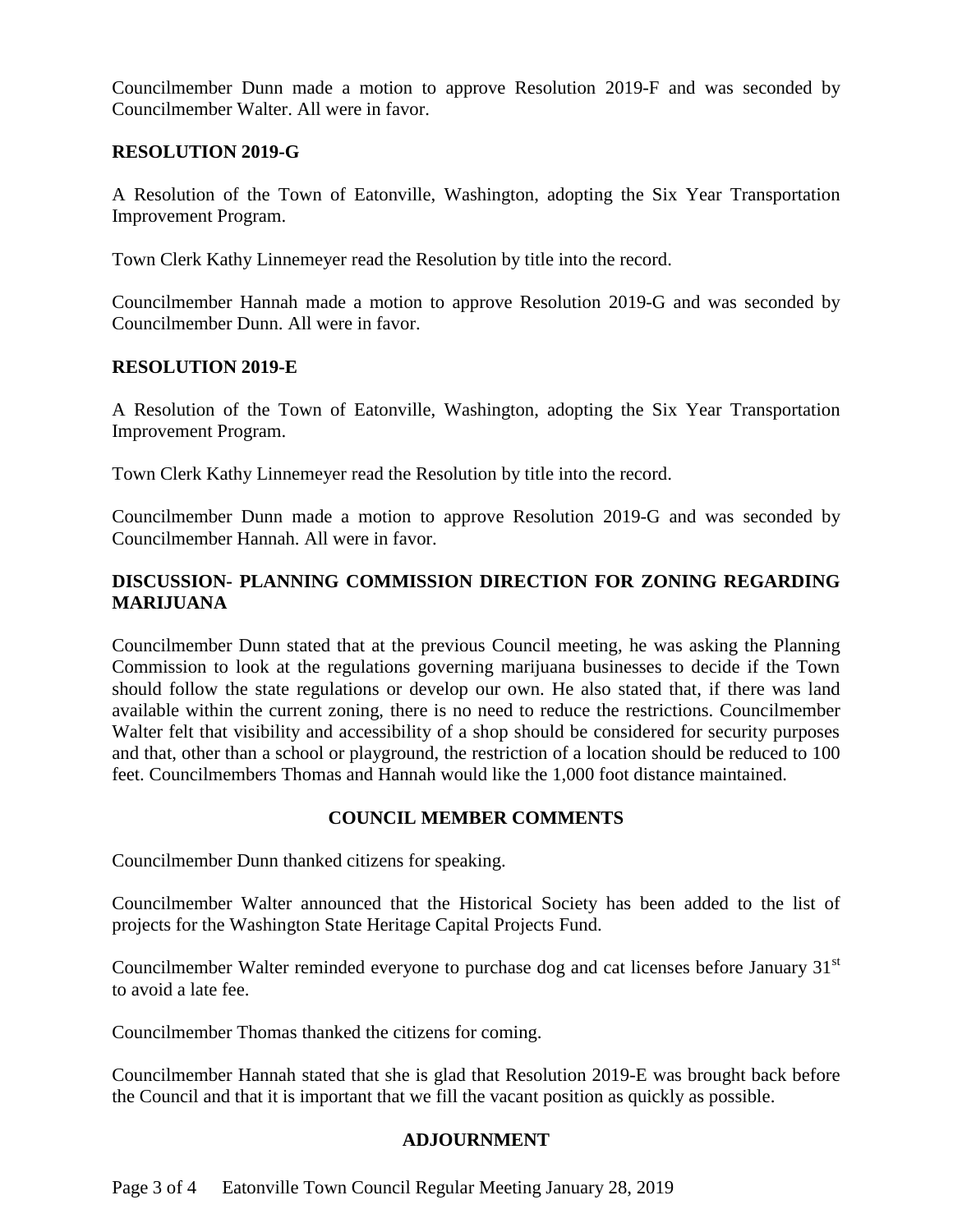Councilmember Dunn made a motion to approve Resolution 2019-F and was seconded by Councilmember Walter. All were in favor.

**RESOLUTION 2019-G**

A Resolution of the Town of Eatonville, Washington, adopting the Six Year Transportation Improvement Program.

Town Clerk Kathy Linnemeyer read the Resolution by title into the record.

Councilmember Hannah made a motion to approve Resolution 2019-G and was seconded by Councilmember Dunn. All were in favor.

**RESOLUTION 2019-E**

A Resolution of the Town of Eatonville, Washington, adopting the Six Year Transportation Improvement Program.

Town Clerk Kathy Linnemeyer read the Resolution by title into the record.

Councilmember Dunn made a motion to approve Resolution 2019-G and was seconded by Councilmember Hannah. All were in favor.

**DISCUSSION- PLANNING COMMISSION DIRECTION FOR ZONING REGARDING MARIJUANA**

Councilmember Dunn stated that at the previous Council meeting, he was asking the Planning Commission to look at the regulations governing marijuana businesses to decide if the Town should follow the state regulations or develop our own. He also stated that, if there was land available within the current zoning, there is no need to reduce the restrictions. Councilmember Walter felt that visibility and accessibility of a shop should be considered for security purposes and that, other than a school or playground, the restriction of a location should be reduced to 100 feet. Councilmembers Thomas and Hannah would like the 1,000 foot distance maintained.

## COUNCIL MEMBER COMMENTS

Councilmember Dunn thanked citizens for speaking.

Councilmember Walter announced that the Historical Society has been added to the list of projects for the Washington State Heritage Capital Projects Fund.

Councilmember Walter reminded everyone to purchase dog and cat licenses before January 31st to avoid a late fee.

Councilmember Thomas thanked the citizens for coming.

Councilmember Hannah stated that she is glad that Resolution 2019-E was brought back before the Council and that it is important that we fill the vacant position as quickly as possible.

## ADJOURNMENT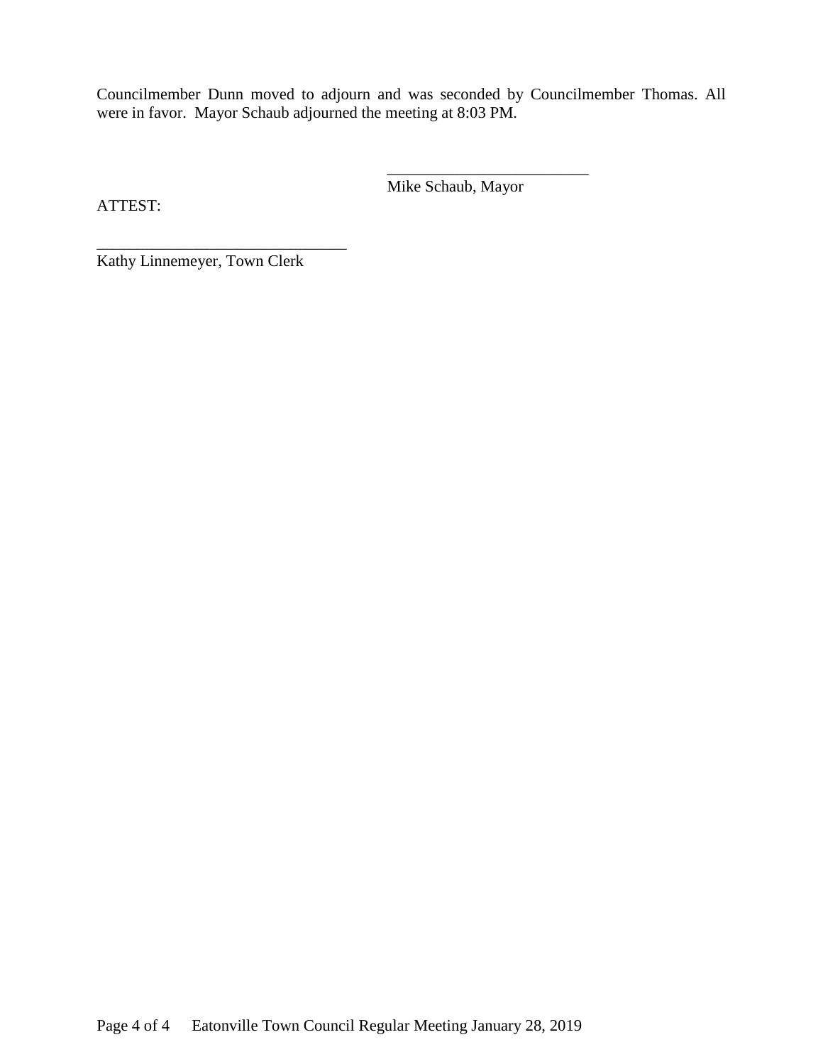Councilmember Dunn moved to adjourn and was seconded by Councilmember Thomas. All were in favor. Mayor Schaub adjourned the meeting at 8:03 PM.

___________________________
Mike Schaub, Mayor

ATTEST:

_________________________________
Kathy Linnemeyer, Town Clerk